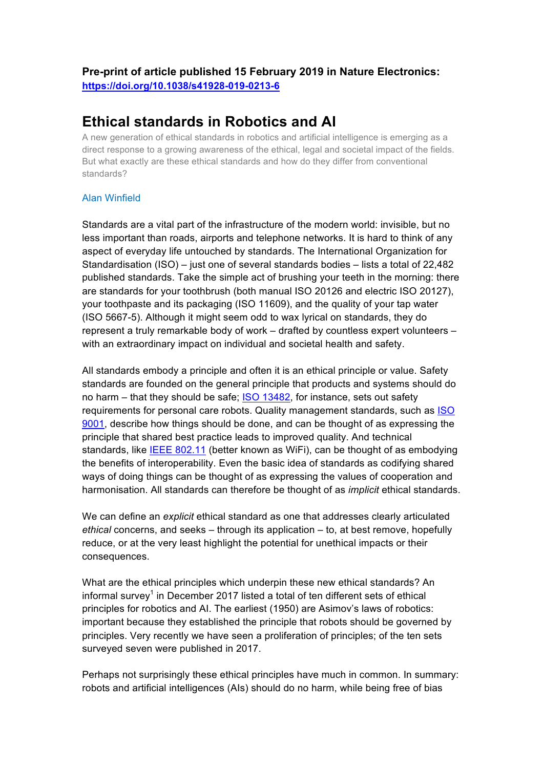**Pre-print of article published 15 February 2019 in Nature Electronics: https://doi.org/10.1038/s41928-019-0213-6**

# Ethical standards in Robotics and AI

A new generation of ethical standards in robotics and artificial intelligence is emerging as a direct response to a growing awareness of the ethical, legal and societal impact of the fields. But what exactly are these ethical standards and how do they differ from conventional standards?

Alan Winfield

Standards are a vital part of the infrastructure of the modern world: invisible, but no less important than roads, airports and telephone networks. It is hard to think of any aspect of everyday life untouched by standards. The International Organization for Standardisation (ISO) – just one of several standards bodies – lists a total of 22,482 published standards. Take the simple act of brushing your teeth in the morning: there are standards for your toothbrush (both manual ISO 20126 and electric ISO 20127), your toothpaste and its packaging (ISO 11609), and the quality of your tap water (ISO 5667-5). Although it might seem odd to wax lyrical on standards, they do represent a truly remarkable body of work – drafted by countless expert volunteers – with an extraordinary impact on individual and societal health and safety.

All standards embody a principle and often it is an ethical principle or value. Safety standards are founded on the general principle that products and systems should do no harm – that they should be safe; ISO 13482, for instance, sets out safety requirements for personal care robots. Quality management standards, such as ISO 9001, describe how things should be done, and can be thought of as expressing the principle that shared best practice leads to improved quality. And technical standards, like IEEE 802.11 (better known as WiFi), can be thought of as embodying the benefits of interoperability. Even the basic idea of standards as codifying shared ways of doing things can be thought of as expressing the values of cooperation and harmonisation. All standards can therefore be thought of as *implicit* ethical standards.

We can define an *explicit* ethical standard as one that addresses clearly articulated *ethical* concerns, and seeks – through its application – to, at best remove, hopefully reduce, or at the very least highlight the potential for unethical impacts or their consequences.

What are the ethical principles which underpin these new ethical standards? An informal survey[1] in December 2017 listed a total of ten different sets of ethical principles for robotics and AI. The earliest (1950) are Asimov's laws of robotics: important because they established the principle that robots should be governed by principles. Very recently we have seen a proliferation of principles; of the ten sets surveyed seven were published in 2017.

Perhaps not surprisingly these ethical principles have much in common. In summary: robots and artificial intelligences (AIs) should do no harm, while being free of bias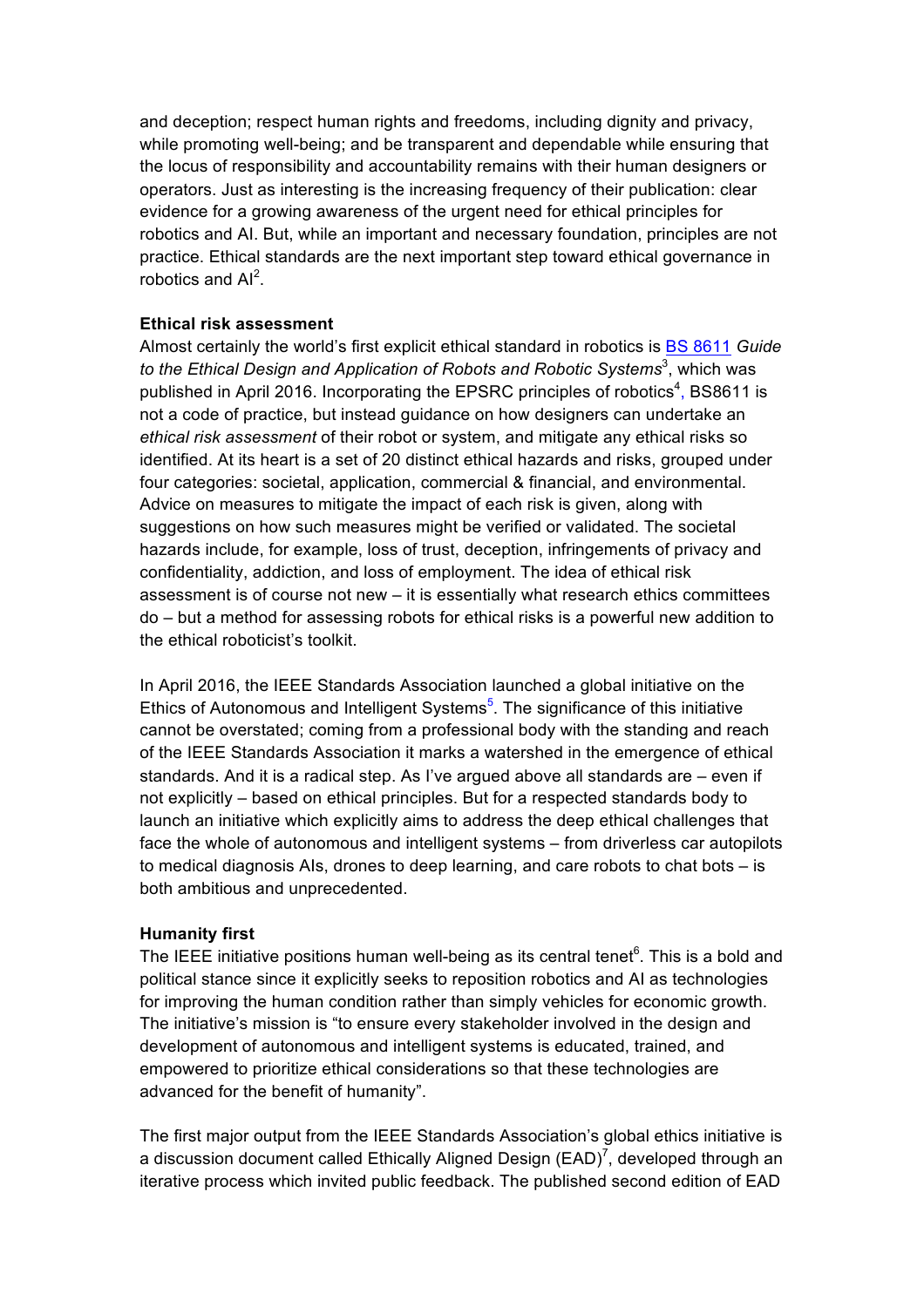and deception; respect human rights and freedoms, including dignity and privacy, while promoting well-being; and be transparent and dependable while ensuring that the locus of responsibility and accountability remains with their human designers or operators. Just as interesting is the increasing frequency of their publication: clear evidence for a growing awareness of the urgent need for ethical principles for robotics and AI. But, while an important and necessary foundation, principles are not practice. Ethical standards are the next important step toward ethical governance in robotics and AI[2].

**Ethical risk assessment**

Almost certainly the world's first explicit ethical standard in robotics is BS 8611 *Guide to the Ethical Design and Application of Robots and Robotic Systems*[3], which was published in April 2016. Incorporating the EPSRC principles of robotics[4], BS8611 is not a code of practice, but instead guidance on how designers can undertake an *ethical risk assessment* of their robot or system, and mitigate any ethical risks so identified. At its heart is a set of 20 distinct ethical hazards and risks, grouped under four categories: societal, application, commercial & financial, and environmental. Advice on measures to mitigate the impact of each risk is given, along with suggestions on how such measures might be verified or validated. The societal hazards include, for example, loss of trust, deception, infringements of privacy and confidentiality, addiction, and loss of employment. The idea of ethical risk assessment is of course not new – it is essentially what research ethics committees do – but a method for assessing robots for ethical risks is a powerful new addition to the ethical roboticist's toolkit.

In April 2016, the IEEE Standards Association launched a global initiative on the Ethics of Autonomous and Intelligent Systems[5]. The significance of this initiative cannot be overstated; coming from a professional body with the standing and reach of the IEEE Standards Association it marks a watershed in the emergence of ethical standards. And it is a radical step. As I've argued above all standards are – even if not explicitly – based on ethical principles. But for a respected standards body to launch an initiative which explicitly aims to address the deep ethical challenges that face the whole of autonomous and intelligent systems – from driverless car autopilots to medical diagnosis AIs, drones to deep learning, and care robots to chat bots – is both ambitious and unprecedented.

**Humanity first**

The IEEE initiative positions human well-being as its central tenet[6]. This is a bold and political stance since it explicitly seeks to reposition robotics and AI as technologies for improving the human condition rather than simply vehicles for economic growth. The initiative's mission is "to ensure every stakeholder involved in the design and development of autonomous and intelligent systems is educated, trained, and empowered to prioritize ethical considerations so that these technologies are advanced for the benefit of humanity".

The first major output from the IEEE Standards Association's global ethics initiative is a discussion document called Ethically Aligned Design (EAD)[7], developed through an iterative process which invited public feedback. The published second edition of EAD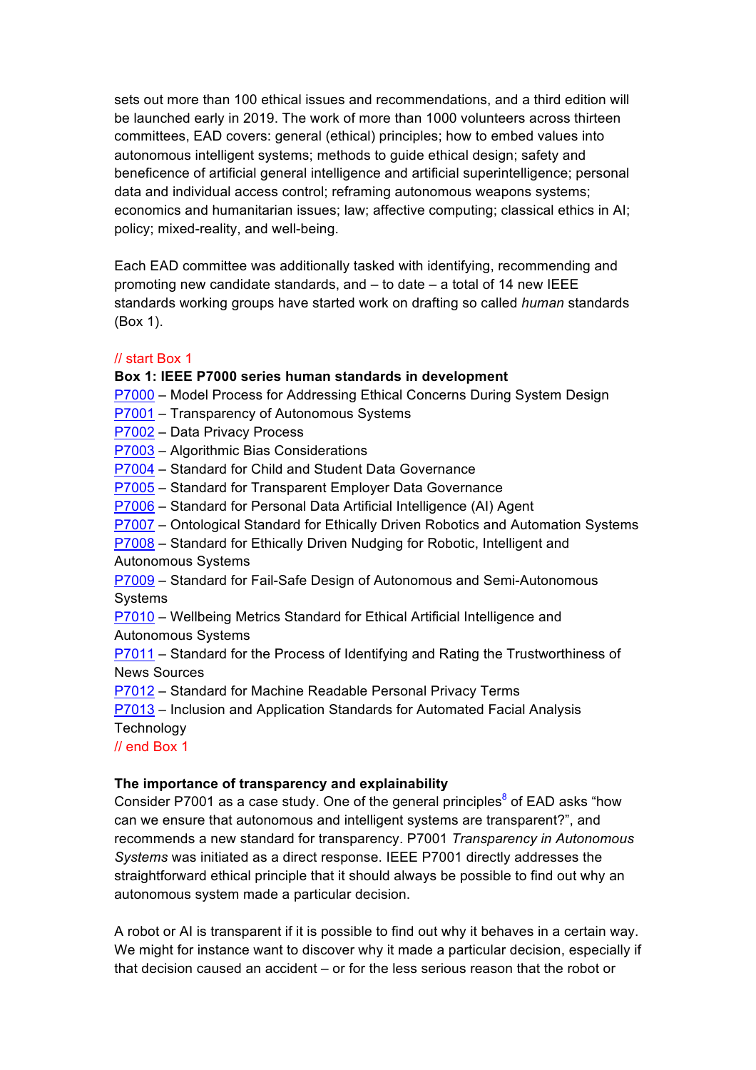sets out more than 100 ethical issues and recommendations, and a third edition will be launched early in 2019. The work of more than 1000 volunteers across thirteen committees, EAD covers: general (ethical) principles; how to embed values into autonomous intelligent systems; methods to guide ethical design; safety and beneficence of artificial general intelligence and artificial superintelligence; personal data and individual access control; reframing autonomous weapons systems; economics and humanitarian issues; law; affective computing; classical ethics in AI; policy; mixed-reality, and well-being.

Each EAD committee was additionally tasked with identifying, recommending and promoting new candidate standards, and – to date – a total of 14 new IEEE standards working groups have started work on drafting so called *human* standards (Box 1).

// start Box 1

**Box 1: IEEE P7000 series human standards in development**

P7000 – Model Process for Addressing Ethical Concerns During System Design
P7001 – Transparency of Autonomous Systems
P7002 – Data Privacy Process
P7003 – Algorithmic Bias Considerations
P7004 – Standard for Child and Student Data Governance
P7005 – Standard for Transparent Employer Data Governance
P7006 – Standard for Personal Data Artificial Intelligence (AI) Agent
P7007 – Ontological Standard for Ethically Driven Robotics and Automation Systems
P7008 – Standard for Ethically Driven Nudging for Robotic, Intelligent and Autonomous Systems
P7009 – Standard for Fail-Safe Design of Autonomous and Semi-Autonomous Systems
P7010 – Wellbeing Metrics Standard for Ethical Artificial Intelligence and Autonomous Systems
P7011 – Standard for the Process of Identifying and Rating the Trustworthiness of News Sources
P7012 – Standard for Machine Readable Personal Privacy Terms
P7013 – Inclusion and Application Standards for Automated Facial Analysis Technology

// end Box 1

**The importance of transparency and explainability**

Consider P7001 as a case study. One of the general principles[8] of EAD asks "how can we ensure that autonomous and intelligent systems are transparent?", and recommends a new standard for transparency. P7001 *Transparency in Autonomous Systems* was initiated as a direct response. IEEE P7001 directly addresses the straightforward ethical principle that it should always be possible to find out why an autonomous system made a particular decision.

A robot or AI is transparent if it is possible to find out why it behaves in a certain way. We might for instance want to discover why it made a particular decision, especially if that decision caused an accident – or for the less serious reason that the robot or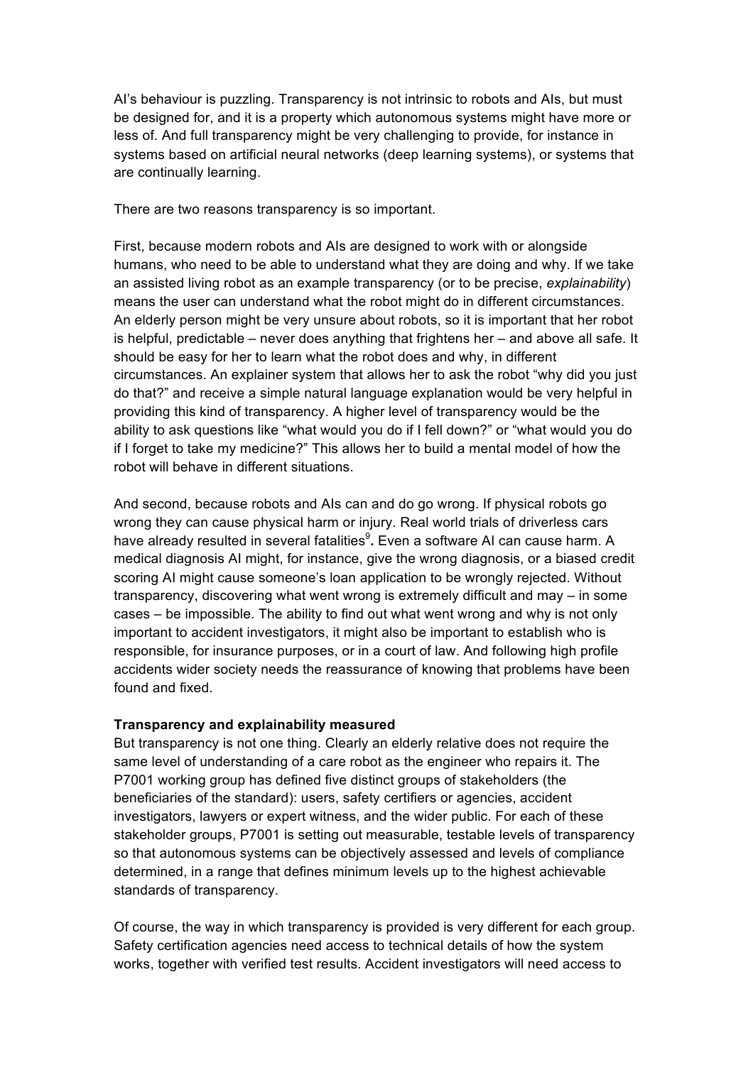AI's behaviour is puzzling. Transparency is not intrinsic to robots and AIs, but must be designed for, and it is a property which autonomous systems might have more or less of. And full transparency might be very challenging to provide, for instance in systems based on artificial neural networks (deep learning systems), or systems that are continually learning.

There are two reasons transparency is so important.

First, because modern robots and AIs are designed to work with or alongside humans, who need to be able to understand what they are doing and why. If we take an assisted living robot as an example transparency (or to be precise, *explainability*) means the user can understand what the robot might do in different circumstances. An elderly person might be very unsure about robots, so it is important that her robot is helpful, predictable – never does anything that frightens her – and above all safe. It should be easy for her to learn what the robot does and why, in different circumstances. An explainer system that allows her to ask the robot "why did you just do that?" and receive a simple natural language explanation would be very helpful in providing this kind of transparency. A higher level of transparency would be the ability to ask questions like "what would you do if I fell down?" or "what would you do if I forget to take my medicine?" This allows her to build a mental model of how the robot will behave in different situations.

And second, because robots and AIs can and do go wrong. If physical robots go wrong they can cause physical harm or injury. Real world trials of driverless cars have already resulted in several fatalities[9]**.** Even a software AI can cause harm. A medical diagnosis AI might, for instance, give the wrong diagnosis, or a biased credit scoring AI might cause someone's loan application to be wrongly rejected. Without transparency, discovering what went wrong is extremely difficult and may – in some cases – be impossible. The ability to find out what went wrong and why is not only important to accident investigators, it might also be important to establish who is responsible, for insurance purposes, or in a court of law. And following high profile accidents wider society needs the reassurance of knowing that problems have been found and fixed.

**Transparency and explainability measured**

But transparency is not one thing. Clearly an elderly relative does not require the same level of understanding of a care robot as the engineer who repairs it. The P7001 working group has defined five distinct groups of stakeholders (the beneficiaries of the standard): users, safety certifiers or agencies, accident investigators, lawyers or expert witness, and the wider public. For each of these stakeholder groups, P7001 is setting out measurable, testable levels of transparency so that autonomous systems can be objectively assessed and levels of compliance determined, in a range that defines minimum levels up to the highest achievable standards of transparency.

Of course, the way in which transparency is provided is very different for each group. Safety certification agencies need access to technical details of how the system works, together with verified test results. Accident investigators will need access to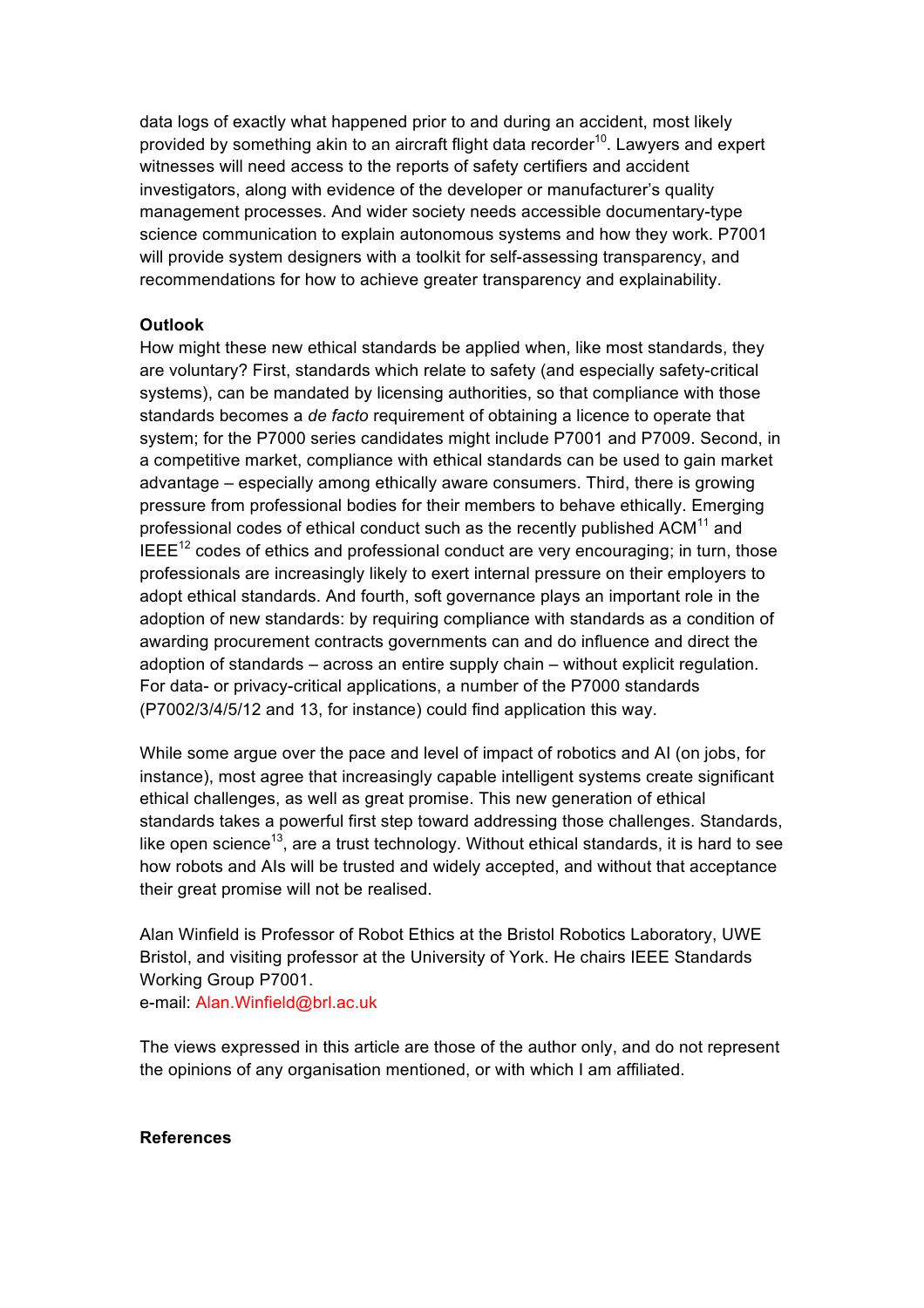data logs of exactly what happened prior to and during an accident, most likely provided by something akin to an aircraft flight data recorder[10]. Lawyers and expert witnesses will need access to the reports of safety certifiers and accident investigators, along with evidence of the developer or manufacturer's quality management processes. And wider society needs accessible documentary-type science communication to explain autonomous systems and how they work. P7001 will provide system designers with a toolkit for self-assessing transparency, and recommendations for how to achieve greater transparency and explainability.

**Outlook**

How might these new ethical standards be applied when, like most standards, they are voluntary? First, standards which relate to safety (and especially safety-critical systems), can be mandated by licensing authorities, so that compliance with those standards becomes a *de facto* requirement of obtaining a licence to operate that system; for the P7000 series candidates might include P7001 and P7009. Second, in a competitive market, compliance with ethical standards can be used to gain market advantage – especially among ethically aware consumers. Third, there is growing pressure from professional bodies for their members to behave ethically. Emerging professional codes of ethical conduct such as the recently published ACM[11] and IEEE[12] codes of ethics and professional conduct are very encouraging; in turn, those professionals are increasingly likely to exert internal pressure on their employers to adopt ethical standards. And fourth, soft governance plays an important role in the adoption of new standards: by requiring compliance with standards as a condition of awarding procurement contracts governments can and do influence and direct the adoption of standards – across an entire supply chain – without explicit regulation. For data- or privacy-critical applications, a number of the P7000 standards (P7002/3/4/5/12 and 13, for instance) could find application this way.

While some argue over the pace and level of impact of robotics and AI (on jobs, for instance), most agree that increasingly capable intelligent systems create significant ethical challenges, as well as great promise. This new generation of ethical standards takes a powerful first step toward addressing those challenges. Standards, like open science[13], are a trust technology. Without ethical standards, it is hard to see how robots and AIs will be trusted and widely accepted, and without that acceptance their great promise will not be realised.

Alan Winfield is Professor of Robot Ethics at the Bristol Robotics Laboratory, UWE Bristol, and visiting professor at the University of York. He chairs IEEE Standards Working Group P7001.
e-mail: Alan.Winfield@brl.ac.uk

The views expressed in this article are those of the author only, and do not represent the opinions of any organisation mentioned, or with which I am affiliated.

**References**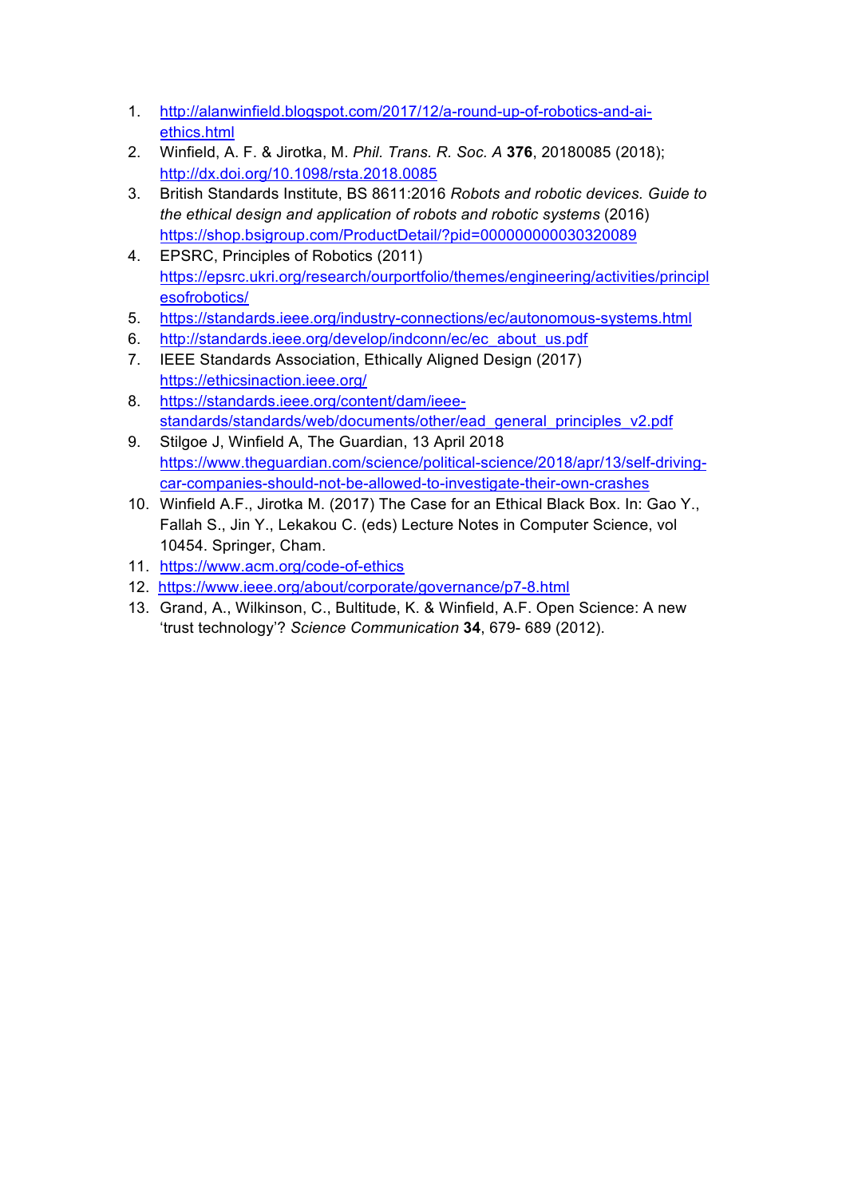1. http://alanwinfield.blogspot.com/2017/12/a-round-up-of-robotics-and-ai-ethics.html
2. Winfield, A. F. & Jirotka, M. *Phil. Trans. R. Soc. A* **376**, 20180085 (2018); http://dx.doi.org/10.1098/rsta.2018.0085
3. British Standards Institute, BS 8611:2016 *Robots and robotic devices. Guide to the ethical design and application of robots and robotic systems* (2016) https://shop.bsigroup.com/ProductDetail/?pid=000000000030320089
4. EPSRC, Principles of Robotics (2011) https://epsrc.ukri.org/research/ourportfolio/themes/engineering/activities/principlesofrobotics/
5. https://standards.ieee.org/industry-connections/ec/autonomous-systems.html
6. http://standards.ieee.org/develop/indconn/ec/ec_about_us.pdf
7. IEEE Standards Association, Ethically Aligned Design (2017) https://ethicsinaction.ieee.org/
8. https://standards.ieee.org/content/dam/ieee-standards/standards/web/documents/other/ead_general_principles_v2.pdf
9. Stilgoe J, Winfield A, The Guardian, 13 April 2018 https://www.theguardian.com/science/political-science/2018/apr/13/self-driving-car-companies-should-not-be-allowed-to-investigate-their-own-crashes
10. Winfield A.F., Jirotka M. (2017) The Case for an Ethical Black Box. In: Gao Y., Fallah S., Jin Y., Lekakou C. (eds) Lecture Notes in Computer Science, vol 10454. Springer, Cham.
11. https://www.acm.org/code-of-ethics
12. https://www.ieee.org/about/corporate/governance/p7-8.html
13. Grand, A., Wilkinson, C., Bultitude, K. & Winfield, A.F. Open Science: A new 'trust technology'? *Science Communication* **34**, 679- 689 (2012).